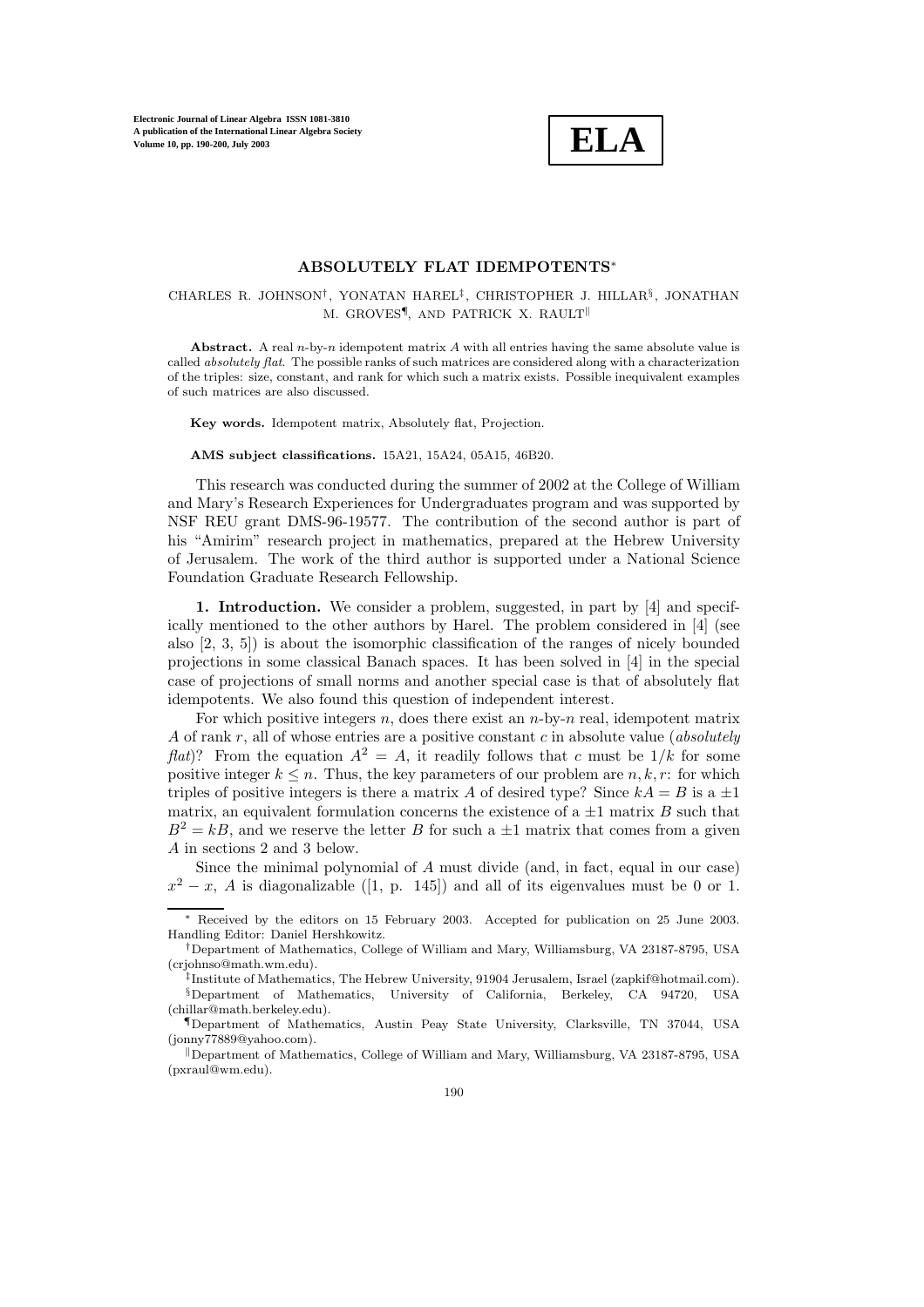# ABSOLUTELY FLAT IDEMPOTENTS[*]

CHARLES R. JOHNSON[†], YONATAN HAREL[‡], CHRISTOPHER J. HILLAR[§], JONATHAN M. GROVES[¶], AND PATRICK X. RAULT[‖]

**Abstract.** A real $n$-by-$n$ idempotent matrix $A$ with all entries having the same absolute value is called *absolutely flat*. The possible ranks of such matrices are considered along with a characterization of the triples: size, constant, and rank for which such a matrix exists. Possible inequivalent examples of such matrices are also discussed.

**Key words.** Idempotent matrix, Absolutely flat, Projection.

**AMS subject classifications.** 15A21, 15A24, 05A15, 46B20.

This research was conducted during the summer of 2002 at the College of William and Mary's Research Experiences for Undergraduates program and was supported by NSF REU grant DMS-96-19577. The contribution of the second author is part of his "Amirim" research project in mathematics, prepared at the Hebrew University of Jerusalem. The work of the third author is supported under a National Science Foundation Graduate Research Fellowship.

**1. Introduction.** We consider a problem, suggested, in part by [4] and specifically mentioned to the other authors by Harel. The problem considered in [4] (see also [2, 3, 5]) is about the isomorphic classification of the ranges of nicely bounded projections in some classical Banach spaces. It has been solved in [4] in the special case of projections of small norms and another special case is that of absolutely flat idempotents. We also found this question of independent interest.

For which positive integers $n$, does there exist an $n$-by-$n$ real, idempotent matrix $A$ of rank $r$, all of whose entries are a positive constant $c$ in absolute value (*absolutely flat*)? From the equation $A^2 = A$, it readily follows that $c$ must be $1/k$ for some positive integer $k \leq n$. Thus, the key parameters of our problem are $n, k, r$: for which triples of positive integers is there a matrix $A$ of desired type? Since $kA = B$ is a $\pm 1$ matrix, an equivalent formulation concerns the existence of a $\pm 1$ matrix $B$ such that $B^2 = kB$, and we reserve the letter $B$ for such a $\pm 1$ matrix that comes from a given $A$ in sections 2 and 3 below.

Since the minimal polynomial of $A$ must divide (and, in fact, equal in our case) $x^2 - x$, $A$ is diagonalizable ([1, p. 145]) and all of its eigenvalues must be 0 or 1.

---

[*] Received by the editors on 15 February 2003. Accepted for publication on 25 June 2003. Handling Editor: Daniel Hershkowitz.

[†]Department of Mathematics, College of William and Mary, Williamsburg, VA 23187-8795, USA (crjohnso@math.wm.edu).

[‡]Institute of Mathematics, The Hebrew University, 91904 Jerusalem, Israel (zapkif@hotmail.com).

[§]Department of Mathematics, University of California, Berkeley, CA 94720, USA (chillar@math.berkeley.edu).

[¶]Department of Mathematics, Austin Peay State University, Clarksville, TN 37044, USA (jonny77889@yahoo.com).

[‖]Department of Mathematics, College of William and Mary, Williamsburg, VA 23187-8795, USA (pxraul@wm.edu).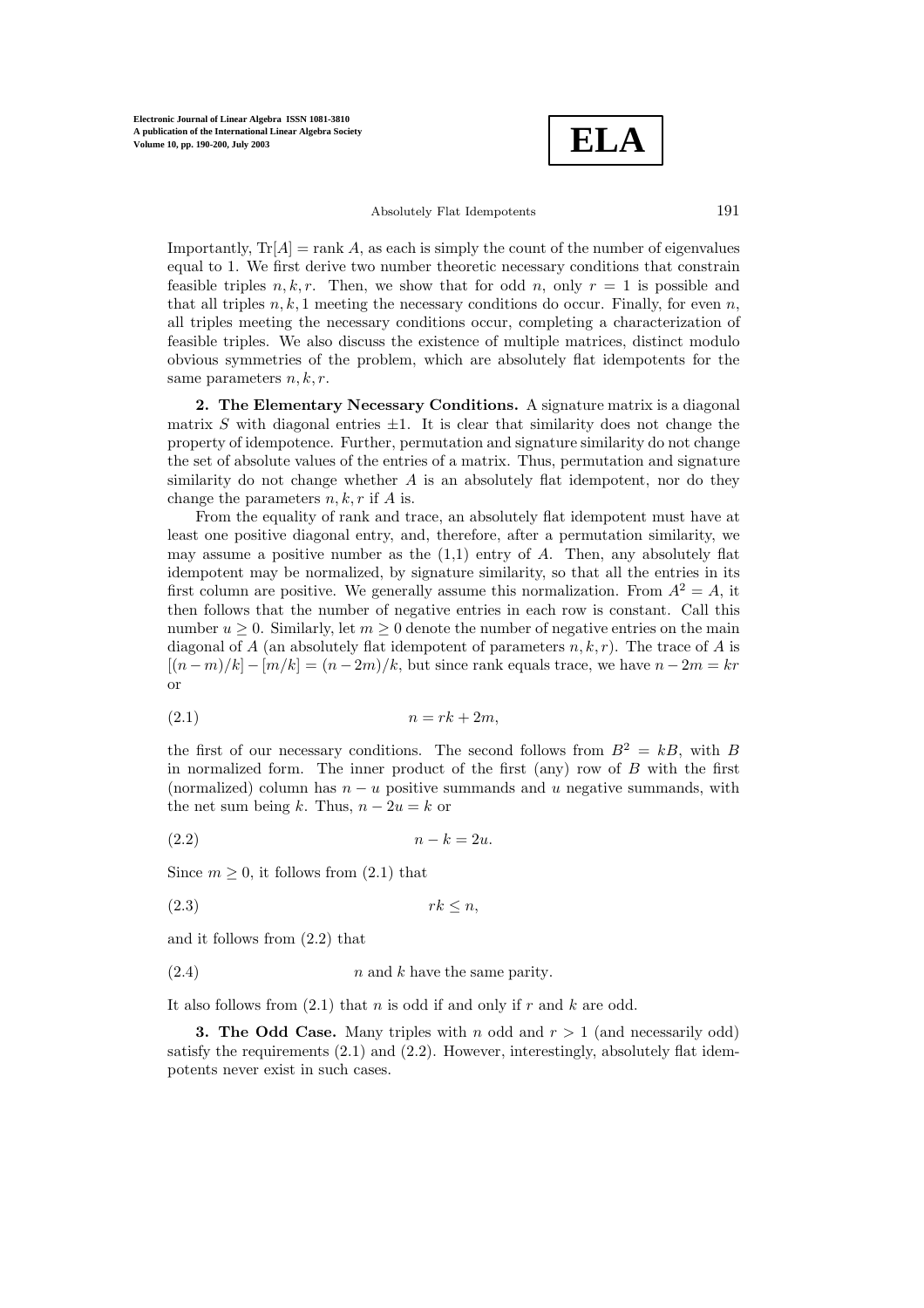Importantly, $\mathrm{Tr}[A] = \mathrm{rank}\ A$, as each is simply the count of the number of eigenvalues equal to 1. We first derive two number theoretic necessary conditions that constrain feasible triples $n, k, r$. Then, we show that for odd $n$, only $r = 1$ is possible and that all triples $n, k, 1$ meeting the necessary conditions do occur. Finally, for even $n$, all triples meeting the necessary conditions occur, completing a characterization of feasible triples. We also discuss the existence of multiple matrices, distinct modulo obvious symmetries of the problem, which are absolutely flat idempotents for the same parameters $n, k, r$.

**2. The Elementary Necessary Conditions.** A signature matrix is a diagonal matrix $S$ with diagonal entries $\pm 1$. It is clear that similarity does not change the property of idempotence. Further, permutation and signature similarity do not change the set of absolute values of the entries of a matrix. Thus, permutation and signature similarity do not change whether $A$ is an absolutely flat idempotent, nor do they change the parameters $n, k, r$ if $A$ is.

From the equality of rank and trace, an absolutely flat idempotent must have at least one positive diagonal entry, and, therefore, after a permutation similarity, we may assume a positive number as the (1,1) entry of $A$. Then, any absolutely flat idempotent may be normalized, by signature similarity, so that all the entries in its first column are positive. We generally assume this normalization. From $A^2 = A$, it then follows that the number of negative entries in each row is constant. Call this number $u \geq 0$. Similarly, let $m \geq 0$ denote the number of negative entries on the main diagonal of $A$ (an absolutely flat idempotent of parameters $n, k, r$). The trace of $A$ is $[(n-m)/k] - [m/k] = (n-2m)/k$, but since rank equals trace, we have $n - 2m = kr$ or

$$n = rk + 2m, \tag{2.1}$$

the first of our necessary conditions. The second follows from $B^2 = kB$, with $B$ in normalized form. The inner product of the first (any) row of $B$ with the first (normalized) column has $n - u$ positive summands and $u$ negative summands, with the net sum being $k$. Thus, $n - 2u = k$ or

$$n - k = 2u. \tag{2.2}$$

Since $m \geq 0$, it follows from (2.1) that

$$rk \leq n, \tag{2.3}$$

and it follows from (2.2) that

$$n \text{ and } k \text{ have the same parity.} \tag{2.4}$$

It also follows from (2.1) that $n$ is odd if and only if $r$ and $k$ are odd.

**3. The Odd Case.** Many triples with $n$ odd and $r > 1$ (and necessarily odd) satisfy the requirements (2.1) and (2.2). However, interestingly, absolutely flat idempotents never exist in such cases.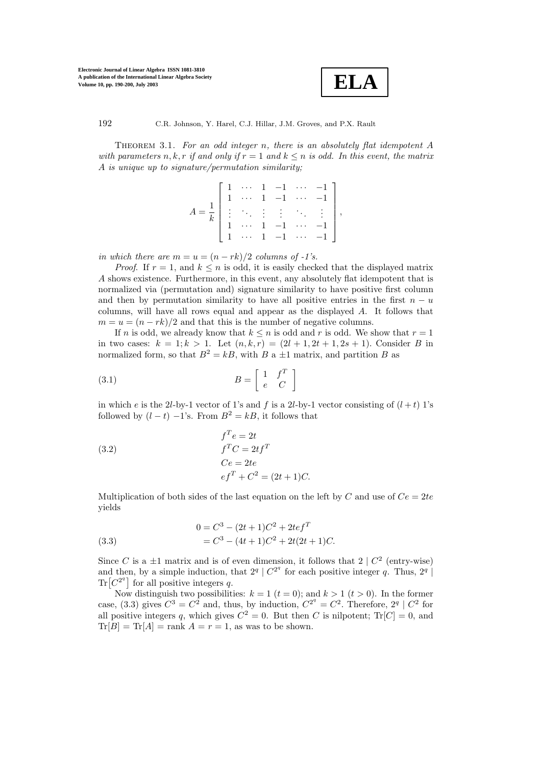**Theorem 3.1.** *For an odd integer $n$, there is an absolutely flat idempotent $A$ with parameters $n, k, r$ if and only if $r = 1$ and $k \leq n$ is odd. In this event, the matrix $A$ is unique up to signature/permutation similarity;*

$$A = \frac{1}{k}\begin{bmatrix} 1 & \cdots & 1 & -1 & \cdots & -1 \\ 1 & \cdots & 1 & -1 & \cdots & -1 \\ \vdots & \ddots & \vdots & \vdots & \ddots & \vdots \\ 1 & \cdots & 1 & -1 & \cdots & -1 \\ 1 & \cdots & 1 & -1 & \cdots & -1 \end{bmatrix},$$

*in which there are $m = u = (n - rk)/2$ columns of -1's.*

*Proof.* If $r = 1$, and $k \leq n$ is odd, it is easily checked that the displayed matrix $A$ shows existence. Furthermore, in this event, any absolutely flat idempotent that is normalized via (permutation and) signature similarity to have positive first column and then by permutation similarity to have all positive entries in the first $n - u$ columns, will have all rows equal and appear as the displayed $A$. It follows that $m = u = (n - rk)/2$ and that this is the number of negative columns.

If $n$ is odd, we already know that $k \leq n$ is odd and $r$ is odd. We show that $r = 1$ in two cases: $k = 1; k > 1$. Let $(n, k, r) = (2l + 1, 2t + 1, 2s + 1)$. Consider $B$ in normalized form, so that $B^2 = kB$, with $B$ a $\pm 1$ matrix, and partition $B$ as

$$B = \begin{bmatrix} 1 & f^T \\ e & C \end{bmatrix} \tag{3.1}$$

in which $e$ is the $2l$-by-1 vector of 1's and $f$ is a $2l$-by-1 vector consisting of $(l + t)$ 1's followed by $(l - t)$ $-1$'s. From $B^2 = kB$, it follows that

$$\begin{aligned} f^T e &= 2t \\ f^T C &= 2t f^T \\ Ce &= 2te \\ ef^T + C^2 &= (2t + 1)C. \end{aligned} \tag{3.2}$$

Multiplication of both sides of the last equation on the left by $C$ and use of $Ce = 2te$ yields

$$\begin{aligned} 0 &= C^3 - (2t + 1)C^2 + 2tef^T \\ &= C^3 - (4t + 1)C^2 + 2t(2t + 1)C. \end{aligned} \tag{3.3}$$

Since $C$ is a $\pm 1$ matrix and is of even dimension, it follows that $2 \mid C^2$ (entry-wise) and then, by a simple induction, that $2^q \mid C^{2^q}$ for each positive integer $q$. Thus, $2^q \mid \mathrm{Tr}\big[C^{2^q}\big]$ for all positive integers $q$.

Now distinguish two possibilities: $k = 1$ ($t = 0$); and $k > 1$ ($t > 0$). In the former case, (3.3) gives $C^3 = C^2$ and, thus, by induction, $C^{2^q} = C^2$. Therefore, $2^q \mid C^2$ for all positive integers $q$, which gives $C^2 = 0$. But then $C$ is nilpotent; $\mathrm{Tr}[C] = 0$, and $\mathrm{Tr}[B] = \mathrm{Tr}[A] = \text{rank } A = r = 1$, as was to be shown.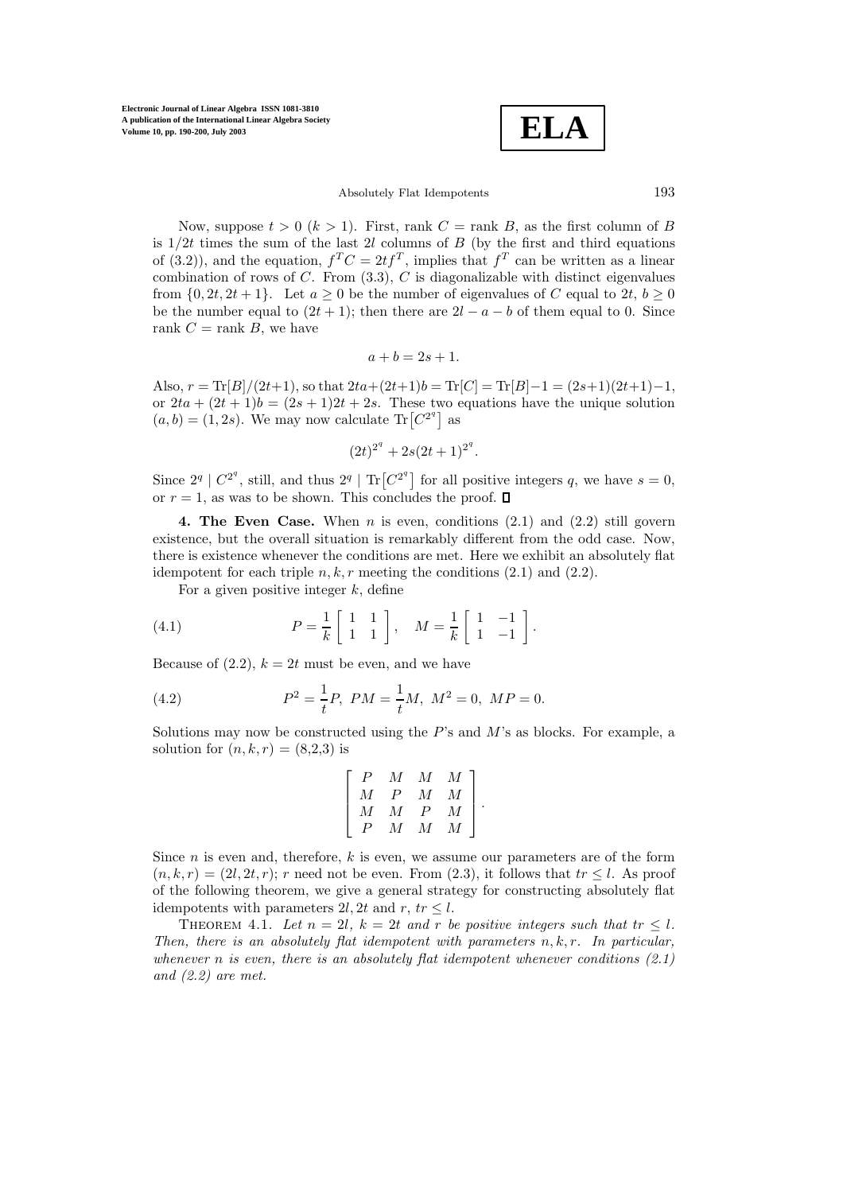Now, suppose $t > 0$ ($k > 1$). First, rank $C$ = rank $B$, as the first column of $B$ is $1/2t$ times the sum of the last $2l$ columns of $B$ (by the first and third equations of (3.2)), and the equation, $f^T C = 2tf^T$, implies that $f^T$ can be written as a linear combination of rows of $C$. From (3.3), $C$ is diagonalizable with distinct eigenvalues from $\{0, 2t, 2t+1\}$. Let $a \geq 0$ be the number of eigenvalues of $C$ equal to $2t$, $b \geq 0$ be the number equal to $(2t+1)$; then there are $2l - a - b$ of them equal to 0. Since rank $C$ = rank $B$, we have

$$a + b = 2s + 1.$$

Also, $r = \mathrm{Tr}[B]/(2t+1)$, so that $2ta + (2t+1)b = \mathrm{Tr}[C] = \mathrm{Tr}[B] - 1 = (2s+1)(2t+1) - 1$, or $2ta + (2t+1)b = (2s+1)2t + 2s$. These two equations have the unique solution $(a, b) = (1, 2s)$. We may now calculate $\mathrm{Tr}\left[C^{2^q}\right]$ as

$$(2t)^{2^q} + 2s(2t+1)^{2^q}.$$

Since $2^q \mid C^{2^q}$, still, and thus $2^q \mid \mathrm{Tr}\left[C^{2^q}\right]$ for all positive integers $q$, we have $s = 0$, or $r = 1$, as was to be shown. This concludes the proof. $\square$

**4. The Even Case.** When $n$ is even, conditions (2.1) and (2.2) still govern existence, but the overall situation is remarkably different from the odd case. Now, there is existence whenever the conditions are met. Here we exhibit an absolutely flat idempotent for each triple $n, k, r$ meeting the conditions (2.1) and (2.2).

For a given positive integer $k$, define

$$P = \frac{1}{k}\begin{bmatrix} 1 & 1 \\ 1 & 1 \end{bmatrix}, \quad M = \frac{1}{k}\begin{bmatrix} 1 & -1 \\ 1 & -1 \end{bmatrix}. \tag{4.1}$$

Because of (2.2), $k = 2t$ must be even, and we have

$$P^2 = \frac{1}{t}P, \ PM = \frac{1}{t}M, \ M^2 = 0, \ MP = 0. \tag{4.2}$$

Solutions may now be constructed using the $P$'s and $M$'s as blocks. For example, a solution for $(n, k, r) = (8,2,3)$ is

$$\begin{bmatrix} P & M & M & M \\ M & P & M & M \\ M & M & P & M \\ P & M & M & M \end{bmatrix}.$$

Since $n$ is even and, therefore, $k$ is even, we assume our parameters are of the form $(n, k, r) = (2l, 2t, r)$; $r$ need not be even. From (2.3), it follows that $tr \leq l$. As proof of the following theorem, we give a general strategy for constructing absolutely flat idempotents with parameters $2l, 2t$ and $r$, $tr \leq l$.

THEOREM 4.1. *Let $n = 2l$, $k = 2t$ and $r$ be positive integers such that $tr \leq l$. Then, there is an absolutely flat idempotent with parameters $n, k, r$. In particular, whenever $n$ is even, there is an absolutely flat idempotent whenever conditions (2.1) and (2.2) are met.*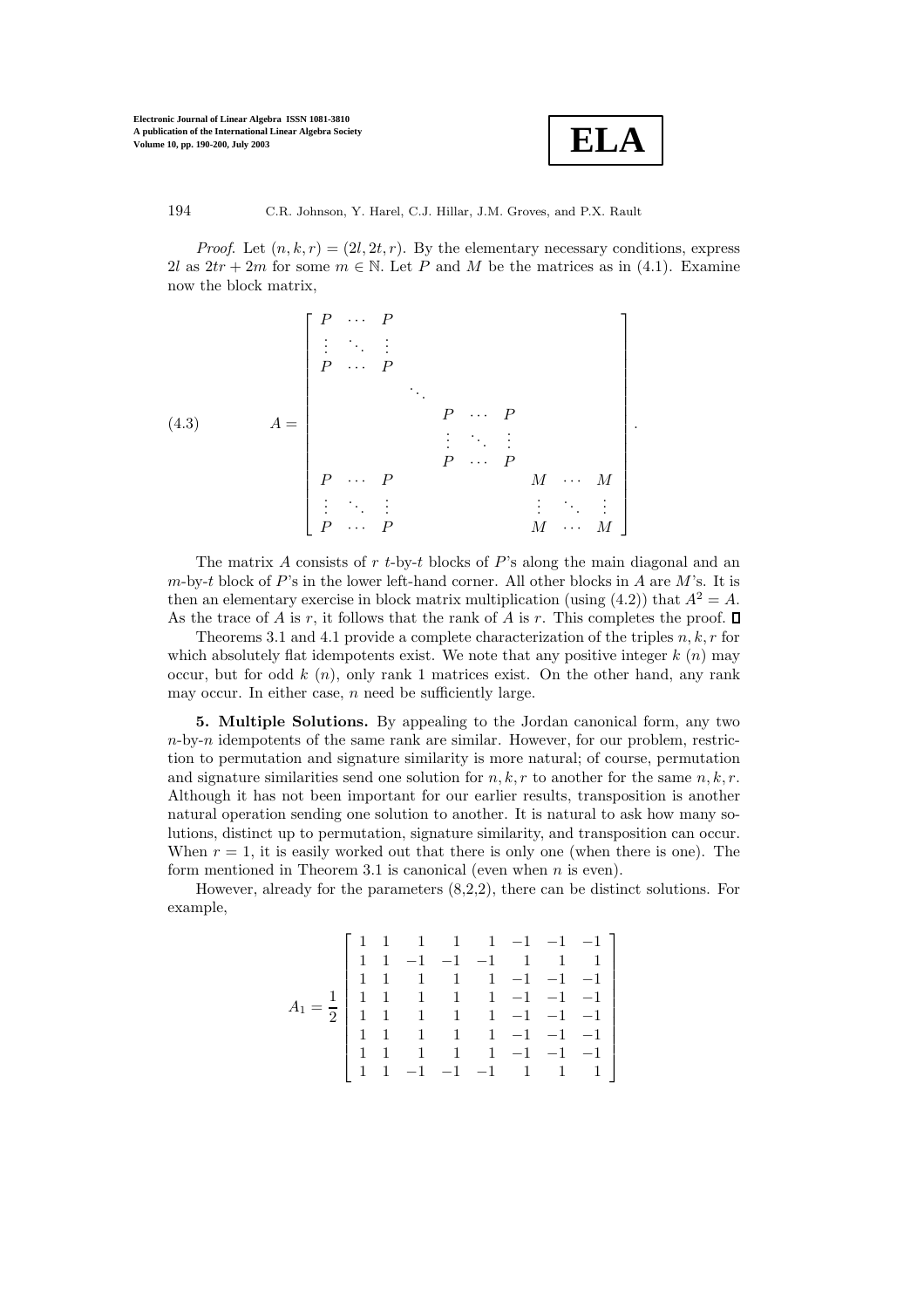*Proof.* Let $(n, k, r) = (2l, 2t, r)$. By the elementary necessary conditions, express $2l$ as $2tr + 2m$ for some $m \in \mathbb{N}$. Let $P$ and $M$ be the matrices as in (4.1). Examine now the block matrix,

$$A = \begin{bmatrix} P & \cdots & P & & & & & & \\ \vdots & \ddots & \vdots & & & & & & \\ P & \cdots & P & & & & & & \\ & & & \ddots & & & & & \\ & & & & P & \cdots & P & & \\ & & & & \vdots & \ddots & \vdots & & \\ & & & & P & \cdots & P & & \\ P & \cdots & P & & & & & M & \cdots & M \\ \vdots & \ddots & \vdots & & & & & \vdots & \ddots & \vdots \\ P & \cdots & P & & & & & M & \cdots & M \end{bmatrix}. \tag{4.3}$$

The matrix $A$ consists of $r$ $t$-by-$t$ blocks of $P$'s along the main diagonal and an $m$-by-$t$ block of $P$'s in the lower left-hand corner. All other blocks in $A$ are $M$'s. It is then an elementary exercise in block matrix multiplication (using (4.2)) that $A^2 = A$. As the trace of $A$ is $r$, it follows that the rank of $A$ is $r$. This completes the proof. $\square$

Theorems 3.1 and 4.1 provide a complete characterization of the triples $n, k, r$ for which absolutely flat idempotents exist. We note that any positive integer $k$ ($n$) may occur, but for odd $k$ ($n$), only rank 1 matrices exist. On the other hand, any rank may occur. In either case, $n$ need be sufficiently large.

**5. Multiple Solutions.** By appealing to the Jordan canonical form, any two $n$-by-$n$ idempotents of the same rank are similar. However, for our problem, restriction to permutation and signature similarity is more natural; of course, permutation and signature similarities send one solution for $n, k, r$ to another for the same $n, k, r$. Although it has not been important for our earlier results, transposition is another natural operation sending one solution to another. It is natural to ask how many solutions, distinct up to permutation, signature similarity, and transposition can occur. When $r = 1$, it is easily worked out that there is only one (when there is one). The form mentioned in Theorem 3.1 is canonical (even when $n$ is even).

However, already for the parameters (8,2,2), there can be distinct solutions. For example,

$$A_1 = \frac{1}{2}\begin{bmatrix} 1 & 1 & 1 & 1 & 1 & -1 & -1 & -1 \\ 1 & 1 & -1 & -1 & -1 & 1 & 1 & 1 \\ 1 & 1 & 1 & 1 & 1 & -1 & -1 & -1 \\ 1 & 1 & 1 & 1 & 1 & -1 & -1 & -1 \\ 1 & 1 & 1 & 1 & 1 & -1 & -1 & -1 \\ 1 & 1 & 1 & 1 & 1 & -1 & -1 & -1 \\ 1 & 1 & 1 & 1 & 1 & -1 & -1 & -1 \\ 1 & 1 & -1 & -1 & -1 & 1 & 1 & 1 \end{bmatrix}$$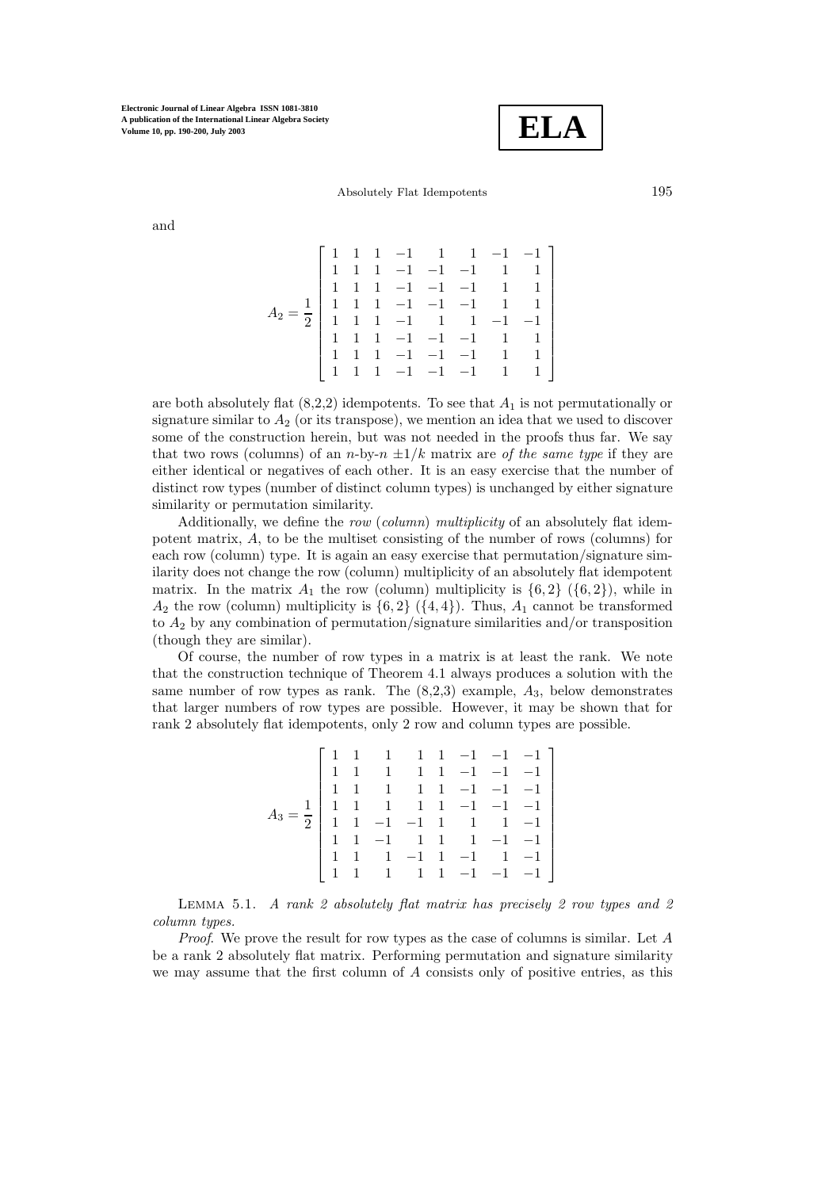and

$$A_2 = \frac{1}{2}\begin{bmatrix} 1 & 1 & 1 & -1 & 1 & 1 & -1 & -1 \\ 1 & 1 & 1 & -1 & -1 & -1 & 1 & 1 \\ 1 & 1 & 1 & -1 & -1 & -1 & 1 & 1 \\ 1 & 1 & 1 & -1 & -1 & -1 & 1 & 1 \\ 1 & 1 & 1 & -1 & 1 & 1 & -1 & -1 \\ 1 & 1 & 1 & -1 & -1 & -1 & 1 & 1 \\ 1 & 1 & 1 & -1 & -1 & -1 & 1 & 1 \\ 1 & 1 & 1 & -1 & -1 & -1 & 1 & 1 \end{bmatrix}$$

are both absolutely flat (8,2,2) idempotents. To see that $A_1$ is not permutationally or signature similar to $A_2$ (or its transpose), we mention an idea that we used to discover some of the construction herein, but was not needed in the proofs thus far. We say that two rows (columns) of an $n$-by-$n$ $\pm 1/k$ matrix are *of the same type* if they are either identical or negatives of each other. It is an easy exercise that the number of distinct row types (number of distinct column types) is unchanged by either signature similarity or permutation similarity.

Additionally, we define the *row* (*column*) *multiplicity* of an absolutely flat idempotent matrix, $A$, to be the multiset consisting of the number of rows (columns) for each row (column) type. It is again an easy exercise that permutation/signature similarity does not change the row (column) multiplicity of an absolutely flat idempotent matrix. In the matrix $A_1$ the row (column) multiplicity is $\{6, 2\}$ ($\{6, 2\}$), while in $A_2$ the row (column) multiplicity is $\{6, 2\}$ ($\{4, 4\}$). Thus, $A_1$ cannot be transformed to $A_2$ by any combination of permutation/signature similarities and/or transposition (though they are similar).

Of course, the number of row types in a matrix is at least the rank. We note that the construction technique of Theorem 4.1 always produces a solution with the same number of row types as rank. The (8,2,3) example, $A_3$, below demonstrates that larger numbers of row types are possible. However, it may be shown that for rank 2 absolutely flat idempotents, only 2 row and column types are possible.

$$A_3 = \frac{1}{2}\begin{bmatrix} 1 & 1 & 1 & 1 & 1 & -1 & -1 & -1 \\ 1 & 1 & 1 & 1 & 1 & -1 & -1 & -1 \\ 1 & 1 & 1 & 1 & 1 & -1 & -1 & -1 \\ 1 & 1 & 1 & 1 & 1 & -1 & -1 & -1 \\ 1 & 1 & -1 & -1 & 1 & 1 & 1 & -1 \\ 1 & 1 & -1 & 1 & 1 & 1 & -1 & -1 \\ 1 & 1 & 1 & -1 & 1 & -1 & 1 & -1 \\ 1 & 1 & 1 & 1 & 1 & -1 & -1 & -1 \end{bmatrix}$$

Lemma 5.1. *A rank 2 absolutely flat matrix has precisely 2 row types and 2 column types.*

*Proof*. We prove the result for row types as the case of columns is similar. Let $A$ be a rank 2 absolutely flat matrix. Performing permutation and signature similarity we may assume that the first column of $A$ consists only of positive entries, as this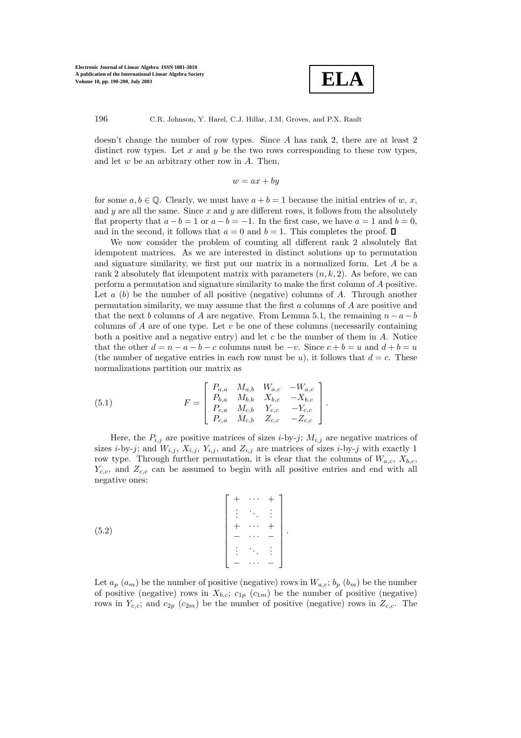doesn't change the number of row types. Since $A$ has rank 2, there are at least 2 distinct row types. Let $x$ and $y$ be the two rows corresponding to these row types, and let $w$ be an arbitrary other row in $A$. Then,

$$w = ax + by$$

for some $a, b \in \mathbb{Q}$. Clearly, we must have $a + b = 1$ because the initial entries of $w$, $x$, and $y$ are all the same. Since $x$ and $y$ are different rows, it follows from the absolutely flat property that $a - b = 1$ or $a - b = -1$. In the first case, we have $a = 1$ and $b = 0$, and in the second, it follows that $a = 0$ and $b = 1$. This completes the proof. ∎

We now consider the problem of counting all different rank 2 absolutely flat idempotent matrices. As we are interested in distinct solutions up to permutation and signature similarity, we first put our matrix in a normalized form. Let $A$ be a rank 2 absolutely flat idempotent matrix with parameters $(n, k, 2)$. As before, we can perform a permutation and signature similarity to make the first column of $A$ positive. Let $a$ ($b$) be the number of all positive (negative) columns of $A$. Through another permutation similarity, we may assume that the first $a$ columns of $A$ are positive and that the next $b$ columns of $A$ are negative. From Lemma 5.1, the remaining $n - a - b$ columns of $A$ are of one type. Let $v$ be one of these columns (necessarily containing both a positive and a negative entry) and let $c$ be the number of them in $A$. Notice that the other $d = n - a - b - c$ columns must be $-v$. Since $c + b = u$ and $d + b = u$ (the number of negative entries in each row must be $u$), it follows that $d = c$. These normalizations partition our matrix as

$$F = \begin{bmatrix} P_{a,a} & M_{a,b} & W_{a,c} & -W_{a,c} \\ P_{b,a} & M_{b,b} & X_{b,c} & -X_{b,c} \\ P_{c,a} & M_{c,b} & Y_{c,c} & -Y_{c,c} \\ P_{c,a} & M_{c,b} & Z_{c,c} & -Z_{c,c} \end{bmatrix}. \tag{5.1}$$

Here, the $P_{i,j}$ are positive matrices of sizes $i$-by-$j$; $M_{i,j}$ are negative matrices of sizes $i$-by-$j$; and $W_{i,j}$, $X_{i,j}$, $Y_{i,j}$, and $Z_{i,j}$ are matrices of sizes $i$-by-$j$ with exactly 1 row type. Through further permutation, it is clear that the columns of $W_{a,c}$, $X_{b,c}$, $Y_{c,c}$, and $Z_{c,c}$ can be assumed to begin with all positive entries and end with all negative ones:

$$\begin{bmatrix} + & \cdots & + \\ \vdots & \ddots & \vdots \\ + & \cdots & + \\ - & \cdots & - \\ \vdots & \ddots & \vdots \\ - & \cdots & - \end{bmatrix}. \tag{5.2}$$

Let $a_p$ ($a_m$) be the number of positive (negative) rows in $W_{a,c}$; $b_p$ ($b_m$) be the number of positive (negative) rows in $X_{b,c}$; $c_{1p}$ ($c_{1m}$) be the number of positive (negative) rows in $Y_{c,c}$; and $c_{2p}$ ($c_{2m}$) be the number of positive (negative) rows in $Z_{c,c}$. The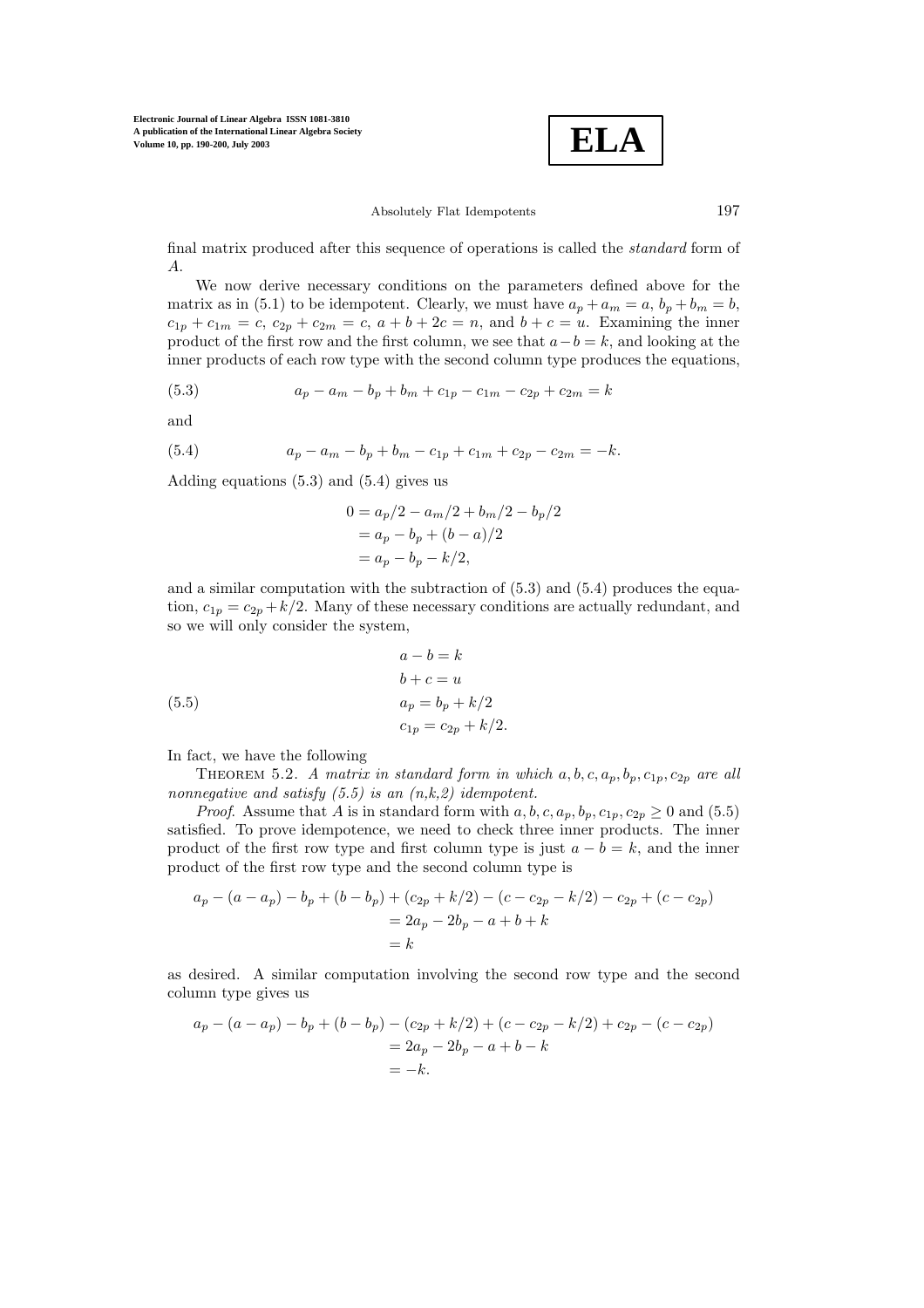final matrix produced after this sequence of operations is called the *standard* form of $A$.

We now derive necessary conditions on the parameters defined above for the matrix as in (5.1) to be idempotent. Clearly, we must have $a_p + a_m = a$, $b_p + b_m = b$, $c_{1p} + c_{1m} = c$, $c_{2p} + c_{2m} = c$, $a + b + 2c = n$, and $b + c = u$. Examining the inner product of the first row and the first column, we see that $a - b = k$, and looking at the inner products of each row type with the second column type produces the equations,

$$a_p - a_m - b_p + b_m + c_{1p} - c_{1m} - c_{2p} + c_{2m} = k \tag{5.3}$$

and

$$a_p - a_m - b_p + b_m - c_{1p} + c_{1m} + c_{2p} - c_{2m} = -k. \tag{5.4}$$

Adding equations (5.3) and (5.4) gives us

$$\begin{aligned} 0 &= a_p/2 - a_m/2 + b_m/2 - b_p/2 \\ &= a_p - b_p + (b - a)/2 \\ &= a_p - b_p - k/2, \end{aligned}$$

and a similar computation with the subtraction of (5.3) and (5.4) produces the equation, $c_{1p} = c_{2p} + k/2$. Many of these necessary conditions are actually redundant, and so we will only consider the system,

$$\begin{aligned} a - b &= k \\ b + c &= u \\ a_p &= b_p + k/2 \\ c_{1p} &= c_{2p} + k/2. \end{aligned} \tag{5.5}$$

In fact, we have the following

THEOREM 5.2. *A matrix in standard form in which $a, b, c, a_p, b_p, c_{1p}, c_{2p}$ are all nonnegative and satisfy (5.5) is an (n,k,2) idempotent.*

*Proof.* Assume that $A$ is in standard form with $a, b, c, a_p, b_p, c_{1p}, c_{2p} \geq 0$ and (5.5) satisfied. To prove idempotence, we need to check three inner products. The inner product of the first row type and first column type is just $a - b = k$, and the inner product of the first row type and the second column type is

$$\begin{aligned} a_p - (a - a_p) - b_p + (b - b_p) + (c_{2p} + k/2) - (c - c_{2p} - k/2) - c_{2p} + (c - c_{2p}) \\ = 2a_p - 2b_p - a + b + k \\ = k \end{aligned}$$

as desired. A similar computation involving the second row type and the second column type gives us

$$\begin{aligned} a_p - (a - a_p) - b_p + (b - b_p) - (c_{2p} + k/2) + (c - c_{2p} - k/2) + c_{2p} - (c - c_{2p}) \\ = 2a_p - 2b_p - a + b - k \\ = -k. \end{aligned}$$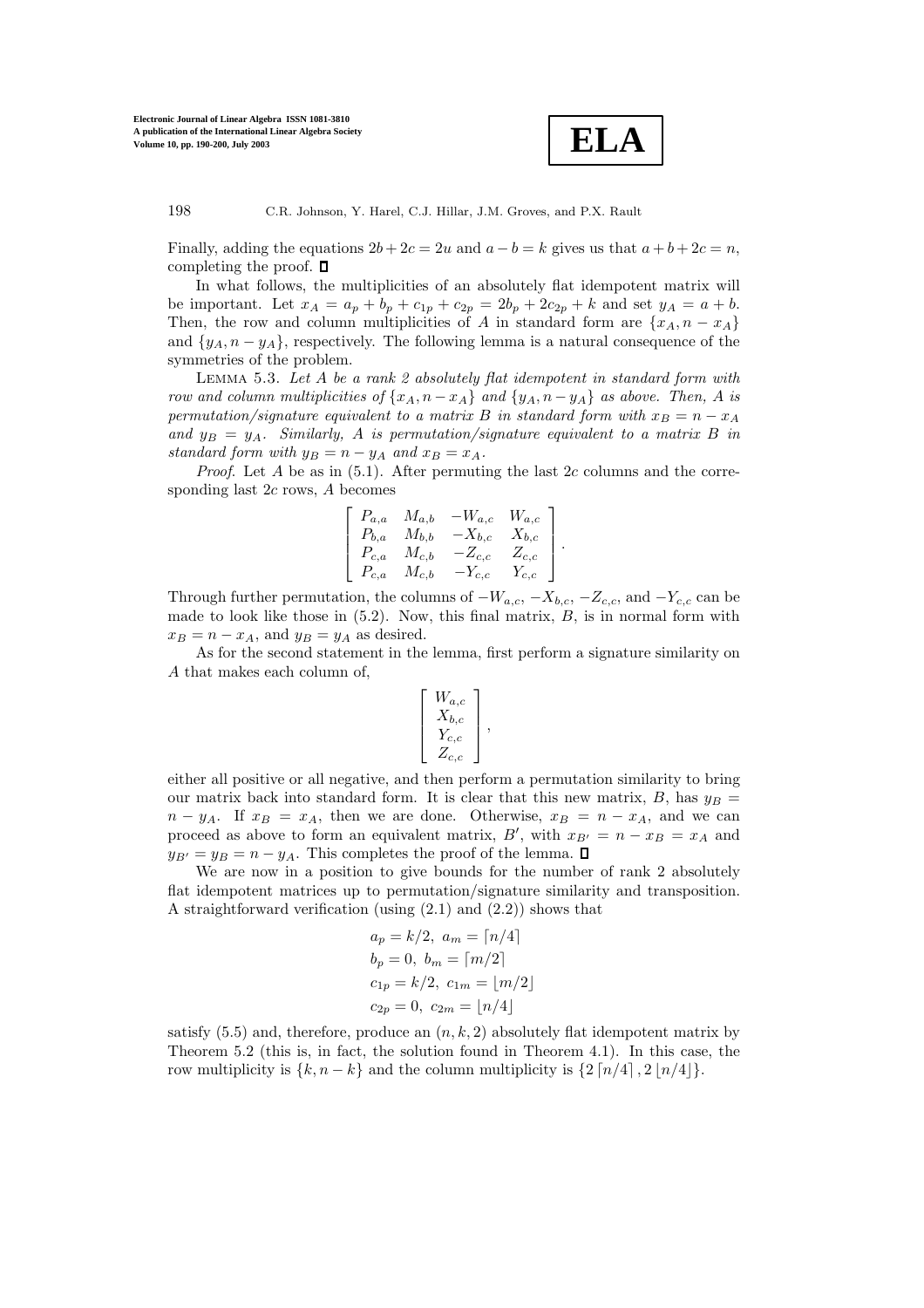Finally, adding the equations $2b + 2c = 2u$ and $a - b = k$ gives us that $a + b + 2c = n$, completing the proof. ∎

In what follows, the multiplicities of an absolutely flat idempotent matrix will be important. Let $x_A = a_p + b_p + c_{1p} + c_{2p} = 2b_p + 2c_{2p} + k$ and set $y_A = a + b$. Then, the row and column multiplicities of $A$ in standard form are $\{x_A, n - x_A\}$ and $\{y_A, n - y_A\}$, respectively. The following lemma is a natural consequence of the symmetries of the problem.

Lemma 5.3. *Let $A$ be a rank 2 absolutely flat idempotent in standard form with row and column multiplicities of $\{x_A, n - x_A\}$ and $\{y_A, n - y_A\}$ as above. Then, $A$ is permutation/signature equivalent to a matrix $B$ in standard form with $x_B = n - x_A$ and $y_B = y_A$. Similarly, $A$ is permutation/signature equivalent to a matrix $B$ in standard form with $y_B = n - y_A$ and $x_B = x_A$.*

*Proof*. Let $A$ be as in (5.1). After permuting the last $2c$ columns and the corresponding last $2c$ rows, $A$ becomes

$$\begin{bmatrix} P_{a,a} & M_{a,b} & -W_{a,c} & W_{a,c} \\ P_{b,a} & M_{b,b} & -X_{b,c} & X_{b,c} \\ P_{c,a} & M_{c,b} & -Z_{c,c} & Z_{c,c} \\ P_{c,a} & M_{c,b} & -Y_{c,c} & Y_{c,c} \end{bmatrix}.$$

Through further permutation, the columns of $-W_{a,c}$, $-X_{b,c}$, $-Z_{c,c}$, and $-Y_{c,c}$ can be made to look like those in (5.2). Now, this final matrix, $B$, is in normal form with $x_B = n - x_A$, and $y_B = y_A$ as desired.

As for the second statement in the lemma, first perform a signature similarity on $A$ that makes each column of,

$$\begin{bmatrix} W_{a,c} \\ X_{b,c} \\ Y_{c,c} \\ Z_{c,c} \end{bmatrix},$$

either all positive or all negative, and then perform a permutation similarity to bring our matrix back into standard form. It is clear that this new matrix, $B$, has $y_B = n - y_A$. If $x_B = x_A$, then we are done. Otherwise, $x_B = n - x_A$, and we can proceed as above to form an equivalent matrix, $B'$, with $x_{B'} = n - x_B = x_A$ and $y_{B'} = y_B = n - y_A$. This completes the proof of the lemma. ∎

We are now in a position to give bounds for the number of rank 2 absolutely flat idempotent matrices up to permutation/signature similarity and transposition. A straightforward verification (using (2.1) and (2.2)) shows that

$$\begin{aligned} &a_p = k/2,\ a_m = \lceil n/4 \rceil \\ &b_p = 0,\ b_m = \lceil m/2 \rceil \\ &c_{1p} = k/2,\ c_{1m} = \lfloor m/2 \rfloor \\ &c_{2p} = 0,\ c_{2m} = \lfloor n/4 \rfloor \end{aligned}$$

satisfy (5.5) and, therefore, produce an $(n, k, 2)$ absolutely flat idempotent matrix by Theorem 5.2 (this is, in fact, the solution found in Theorem 4.1). In this case, the row multiplicity is $\{k, n - k\}$ and the column multiplicity is $\{2 \lceil n/4 \rceil, 2 \lfloor n/4 \rfloor\}$.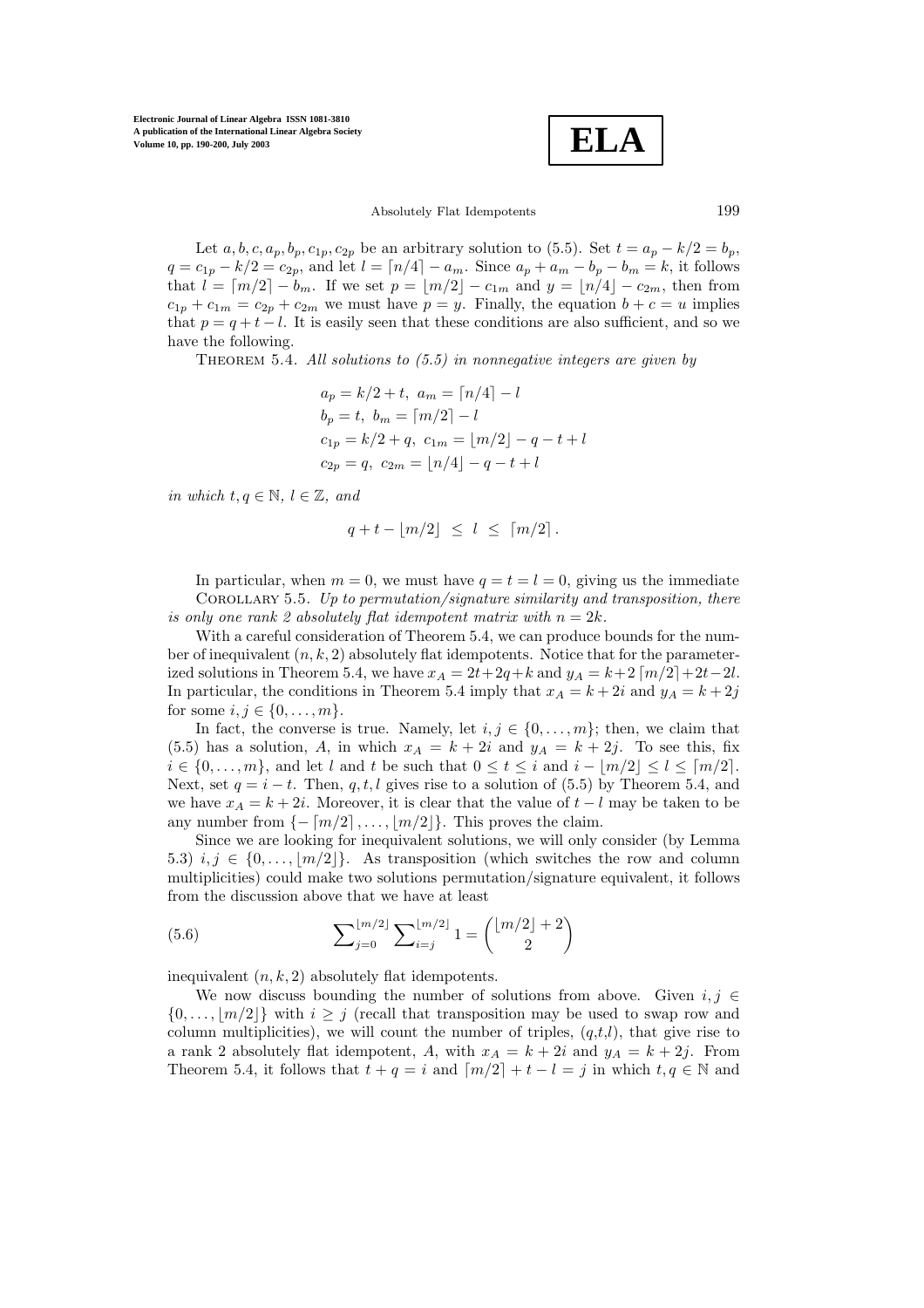Let $a, b, c, a_p, b_p, c_{1p}, c_{2p}$ be an arbitrary solution to (5.5). Set $t = a_p - k/2 = b_p$, $q = c_{1p} - k/2 = c_{2p}$, and let $l = \lceil n/4 \rceil - a_m$. Since $a_p + a_m - b_p - b_m = k$, it follows that $l = \lceil m/2 \rceil - b_m$. If we set $p = \lfloor m/2 \rfloor - c_{1m}$ and $y = \lfloor n/4 \rfloor - c_{2m}$, then from $c_{1p} + c_{1m} = c_{2p} + c_{2m}$ we must have $p = y$. Finally, the equation $b + c = u$ implies that $p = q + t - l$. It is easily seen that these conditions are also sufficient, and so we have the following.

Theorem 5.4. *All solutions to (5.5) in nonnegative integers are given by*

$$
\begin{aligned}
&a_p = k/2 + t, \;\; a_m = \lceil n/4 \rceil - l \\
&b_p = t, \;\; b_m = \lceil m/2 \rceil - l \\
&c_{1p} = k/2 + q, \;\; c_{1m} = \lfloor m/2 \rfloor - q - t + l \\
&c_{2p} = q, \;\; c_{2m} = \lfloor n/4 \rfloor - q - t + l
\end{aligned}
$$

*in which $t, q \in \mathbb{N}$, $l \in \mathbb{Z}$, and*

$$q + t - \lfloor m/2 \rfloor \;\leq\; l \;\leq\; \lceil m/2 \rceil .$$

In particular, when $m = 0$, we must have $q = t = l = 0$, giving us the immediate

Corollary 5.5. *Up to permutation/signature similarity and transposition, there is only one rank 2 absolutely flat idempotent matrix with $n = 2k$.*

With a careful consideration of Theorem 5.4, we can produce bounds for the number of inequivalent $(n, k, 2)$ absolutely flat idempotents. Notice that for the parameterized solutions in Theorem 5.4, we have $x_A = 2t + 2q + k$ and $y_A = k + 2\lceil m/2 \rceil + 2t - 2l$. In particular, the conditions in Theorem 5.4 imply that $x_A = k + 2i$ and $y_A = k + 2j$ for some $i, j \in \{0, \ldots, m\}$.

In fact, the converse is true. Namely, let $i, j \in \{0, \ldots, m\}$; then, we claim that (5.5) has a solution, $A$, in which $x_A = k + 2i$ and $y_A = k + 2j$. To see this, fix $i \in \{0, \ldots, m\}$, and let $l$ and $t$ be such that $0 \leq t \leq i$ and $i - \lfloor m/2 \rfloor \leq l \leq \lceil m/2 \rceil$. Next, set $q = i - t$. Then, $q, t, l$ gives rise to a solution of (5.5) by Theorem 5.4, and we have $x_A = k + 2i$. Moreover, it is clear that the value of $t - l$ may be taken to be any number from $\{-\lceil m/2 \rceil, \ldots, \lfloor m/2 \rfloor\}$. This proves the claim.

Since we are looking for inequivalent solutions, we will only consider (by Lemma 5.3) $i, j \in \{0, \ldots, \lfloor m/2 \rfloor\}$. As transposition (which switches the row and column multiplicities) could make two solutions permutation/signature equivalent, it follows from the discussion above that we have at least

$$\sum\nolimits_{j=0}^{\lfloor m/2 \rfloor} \sum\nolimits_{i=j}^{\lfloor m/2 \rfloor} 1 = \binom{\lfloor m/2 \rfloor + 2}{2} \tag{5.6}$$

inequivalent $(n, k, 2)$ absolutely flat idempotents.

We now discuss bounding the number of solutions from above. Given $i, j \in \{0, \ldots, \lfloor m/2 \rfloor\}$ with $i \geq j$ (recall that transposition may be used to swap row and column multiplicities), we will count the number of triples, $(q,t,l)$, that give rise to a rank 2 absolutely flat idempotent, $A$, with $x_A = k + 2i$ and $y_A = k + 2j$. From Theorem 5.4, it follows that $t + q = i$ and $\lceil m/2 \rceil + t - l = j$ in which $t, q \in \mathbb{N}$ and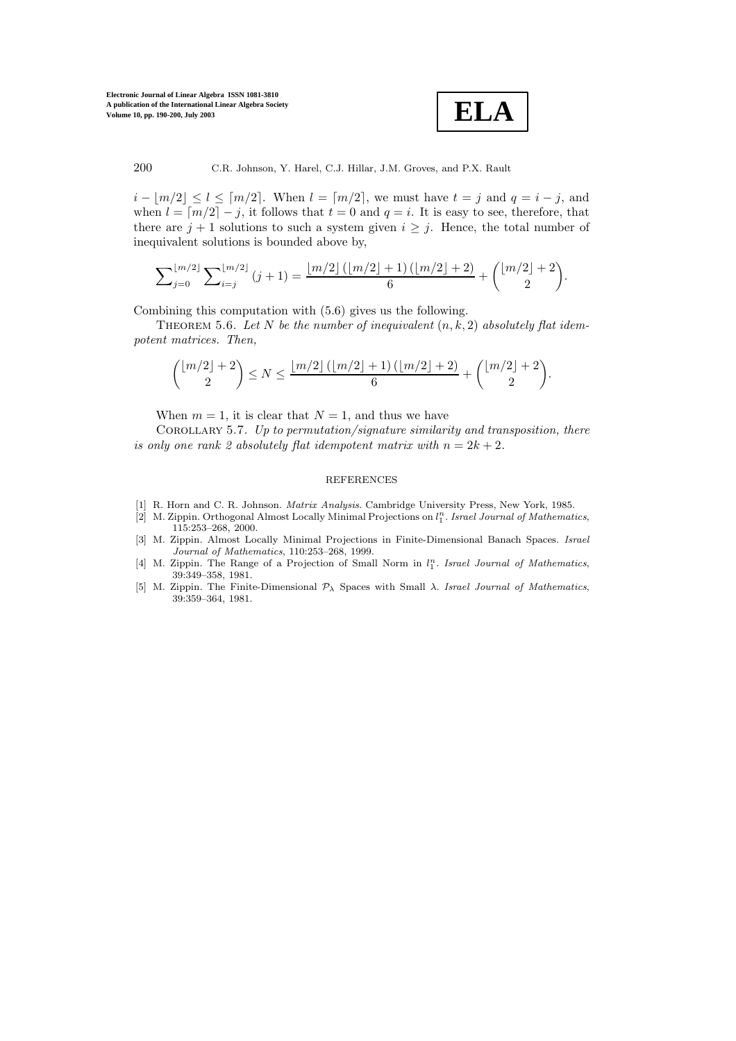$i - \lfloor m/2 \rfloor \leq l \leq \lceil m/2 \rceil$. When $l = \lceil m/2 \rceil$, we must have $t = j$ and $q = i - j$, and when $l = \lceil m/2 \rceil - j$, it follows that $t = 0$ and $q = i$. It is easy to see, therefore, that there are $j + 1$ solutions to such a system given $i \geq j$. Hence, the total number of inequivalent solutions is bounded above by,

$$\sum_{j=0}^{\lfloor m/2 \rfloor} \sum_{i=j}^{\lfloor m/2 \rfloor} (j+1) = \frac{\lfloor m/2 \rfloor (\lfloor m/2 \rfloor + 1)(\lfloor m/2 \rfloor + 2)}{6} + \binom{\lfloor m/2 \rfloor + 2}{2}.$$

Combining this computation with (5.6) gives us the following.

Theorem 5.6. *Let $N$ be the number of inequivalent $(n, k, 2)$ absolutely flat idempotent matrices. Then,*

$$\binom{\lfloor m/2 \rfloor + 2}{2} \leq N \leq \frac{\lfloor m/2 \rfloor (\lfloor m/2 \rfloor + 1)(\lfloor m/2 \rfloor + 2)}{6} + \binom{\lfloor m/2 \rfloor + 2}{2}.$$

When $m = 1$, it is clear that $N = 1$, and thus we have

Corollary 5.7. *Up to permutation/signature similarity and transposition, there is only one rank 2 absolutely flat idempotent matrix with $n = 2k + 2$.*

## REFERENCES

[1] R. Horn and C. R. Johnson. *Matrix Analysis*. Cambridge University Press, New York, 1985.

[2] M. Zippin. Orthogonal Almost Locally Minimal Projections on $l_1^n$. *Israel Journal of Mathematics*, 115:253–268, 2000.

[3] M. Zippin. Almost Locally Minimal Projections in Finite-Dimensional Banach Spaces. *Israel Journal of Mathematics*, 110:253–268, 1999.

[4] M. Zippin. The Range of a Projection of Small Norm in $l_1^n$. *Israel Journal of Mathematics*, 39:349–358, 1981.

[5] M. Zippin. The Finite-Dimensional $\mathcal{P}_\lambda$ Spaces with Small $\lambda$. *Israel Journal of Mathematics*, 39:359–364, 1981.